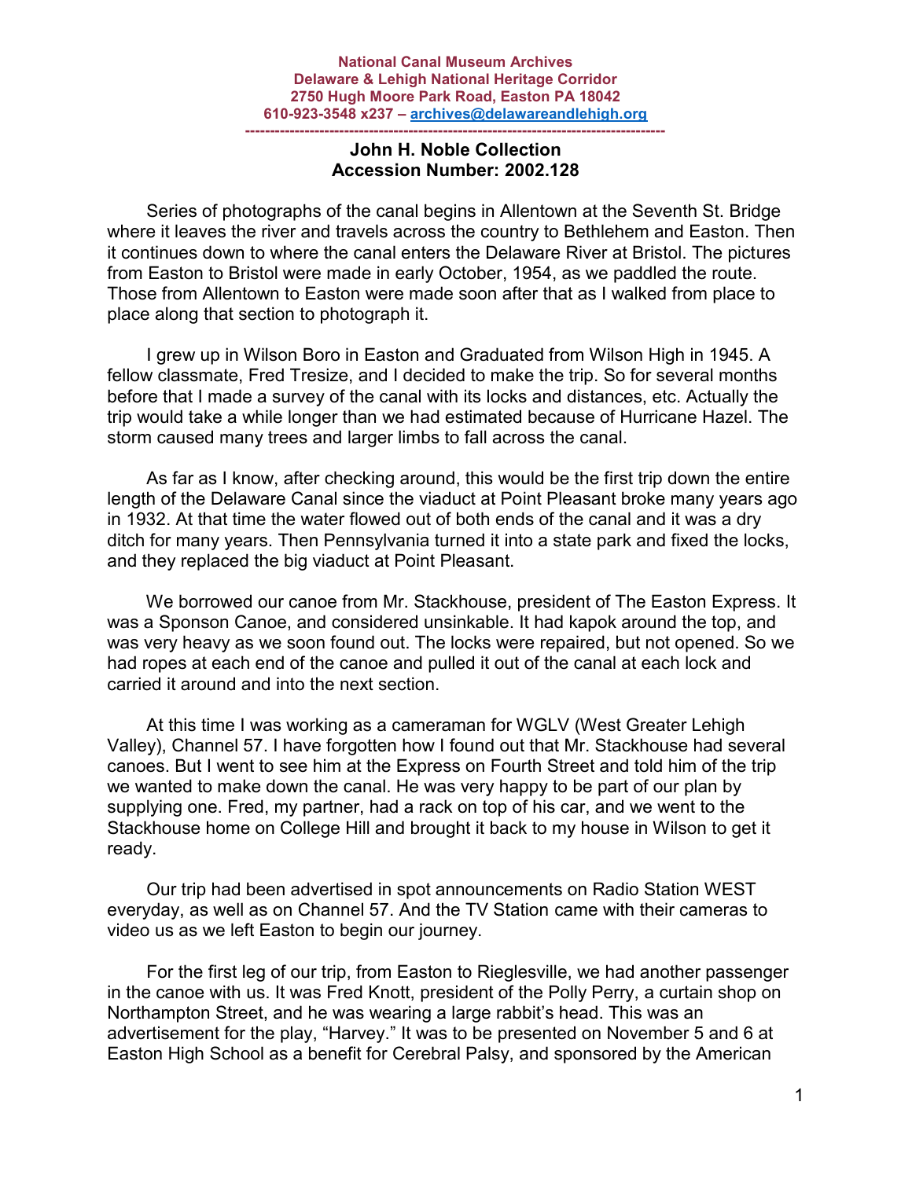**National Canal Museum Archives**
**Delaware & Lehigh National Heritage Corridor**
**2750 Hugh Moore Park Road, Easton PA 18042**
**610-923-3548 x237 – [archives@delawareandlehigh.org](mailto:archives@delawareandlehigh.org)**

---

## John H. Noble Collection
## Accession Number: 2002.128

Series of photographs of the canal begins in Allentown at the Seventh St. Bridge where it leaves the river and travels across the country to Bethlehem and Easton. Then it continues down to where the canal enters the Delaware River at Bristol. The pictures from Easton to Bristol were made in early October, 1954, as we paddled the route. Those from Allentown to Easton were made soon after that as I walked from place to place along that section to photograph it.

I grew up in Wilson Boro in Easton and Graduated from Wilson High in 1945. A fellow classmate, Fred Tresize, and I decided to make the trip. So for several months before that I made a survey of the canal with its locks and distances, etc. Actually the trip would take a while longer than we had estimated because of Hurricane Hazel. The storm caused many trees and larger limbs to fall across the canal.

As far as I know, after checking around, this would be the first trip down the entire length of the Delaware Canal since the viaduct at Point Pleasant broke many years ago in 1932. At that time the water flowed out of both ends of the canal and it was a dry ditch for many years. Then Pennsylvania turned it into a state park and fixed the locks, and they replaced the big viaduct at Point Pleasant.

We borrowed our canoe from Mr. Stackhouse, president of The Easton Express. It was a Sponson Canoe, and considered unsinkable. It had kapok around the top, and was very heavy as we soon found out. The locks were repaired, but not opened. So we had ropes at each end of the canoe and pulled it out of the canal at each lock and carried it around and into the next section.

At this time I was working as a cameraman for WGLV (West Greater Lehigh Valley), Channel 57. I have forgotten how I found out that Mr. Stackhouse had several canoes. But I went to see him at the Express on Fourth Street and told him of the trip we wanted to make down the canal. He was very happy to be part of our plan by supplying one. Fred, my partner, had a rack on top of his car, and we went to the Stackhouse home on College Hill and brought it back to my house in Wilson to get it ready.

Our trip had been advertised in spot announcements on Radio Station WEST everyday, as well as on Channel 57. And the TV Station came with their cameras to video us as we left Easton to begin our journey.

For the first leg of our trip, from Easton to Rieglesville, we had another passenger in the canoe with us. It was Fred Knott, president of the Polly Perry, a curtain shop on Northampton Street, and he was wearing a large rabbit's head. This was an advertisement for the play, "Harvey." It was to be presented on November 5 and 6 at Easton High School as a benefit for Cerebral Palsy, and sponsored by the American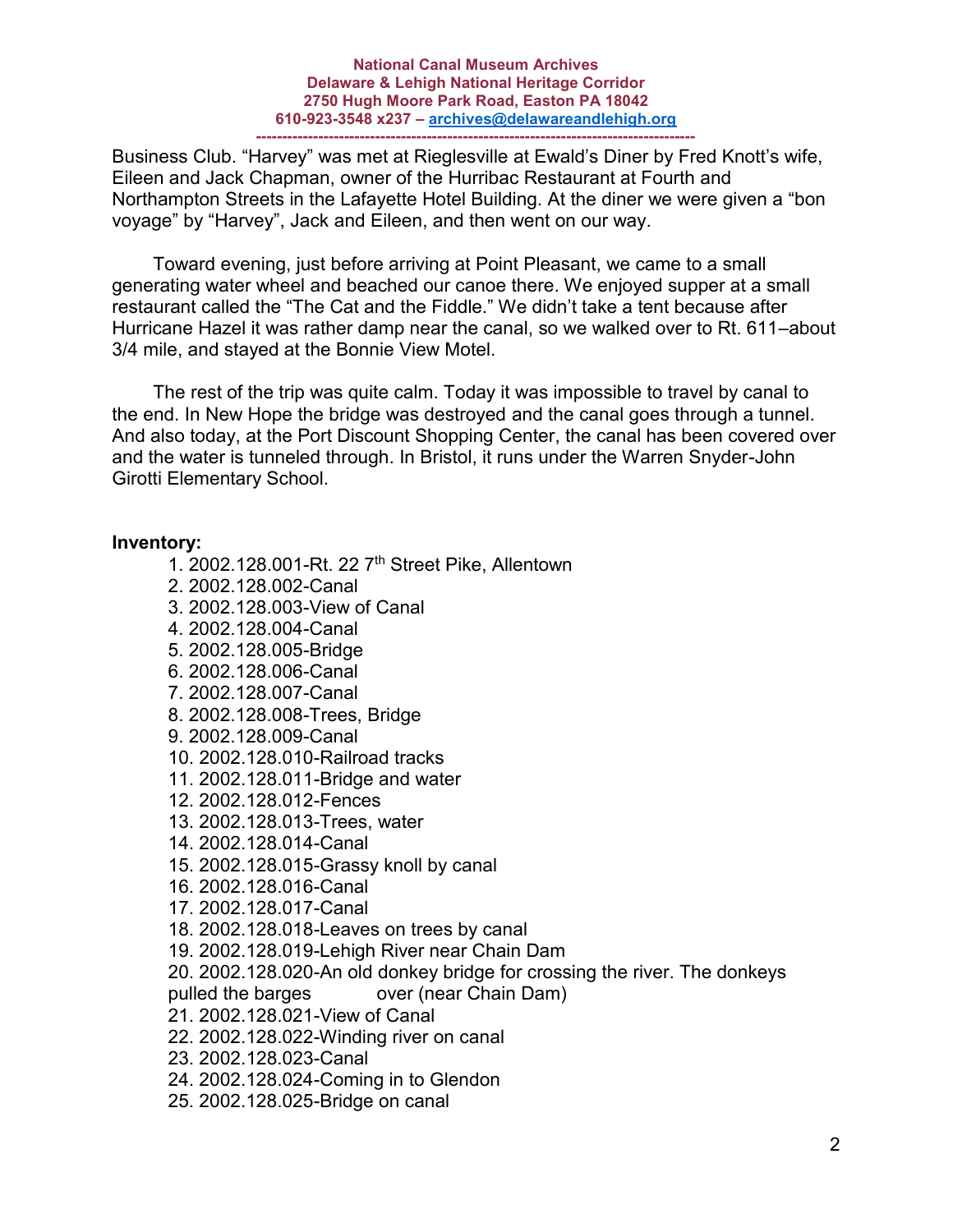Business Club. “Harvey” was met at Rieglesville at Ewald’s Diner by Fred Knott’s wife, Eileen and Jack Chapman, owner of the Hurribac Restaurant at Fourth and Northampton Streets in the Lafayette Hotel Building. At the diner we were given a “bon voyage” by “Harvey”, Jack and Eileen, and then went on our way.

Toward evening, just before arriving at Point Pleasant, we came to a small generating water wheel and beached our canoe there. We enjoyed supper at a small restaurant called the “The Cat and the Fiddle.” We didn’t take a tent because after Hurricane Hazel it was rather damp near the canal, so we walked over to Rt. 611–about 3/4 mile, and stayed at the Bonnie View Motel.

The rest of the trip was quite calm. Today it was impossible to travel by canal to the end. In New Hope the bridge was destroyed and the canal goes through a tunnel. And also today, at the Port Discount Shopping Center, the canal has been covered over and the water is tunneled through. In Bristol, it runs under the Warren Snyder-John Girotti Elementary School.

**Inventory:**

1. 2002.128.001-Rt. 22 7th Street Pike, Allentown
2. 2002.128.002-Canal
3. 2002.128.003-View of Canal
4. 2002.128.004-Canal
5. 2002.128.005-Bridge
6. 2002.128.006-Canal
7. 2002.128.007-Canal
8. 2002.128.008-Trees, Bridge
9. 2002.128.009-Canal
10. 2002.128.010-Railroad tracks
11. 2002.128.011-Bridge and water
12. 2002.128.012-Fences
13. 2002.128.013-Trees, water
14. 2002.128.014-Canal
15. 2002.128.015-Grassy knoll by canal
16. 2002.128.016-Canal
17. 2002.128.017-Canal
18. 2002.128.018-Leaves on trees by canal
19. 2002.128.019-Lehigh River near Chain Dam
20. 2002.128.020-An old donkey bridge for crossing the river. The donkeys pulled the barges over (near Chain Dam)
21. 2002.128.021-View of Canal
22. 2002.128.022-Winding river on canal
23. 2002.128.023-Canal
24. 2002.128.024-Coming in to Glendon
25. 2002.128.025-Bridge on canal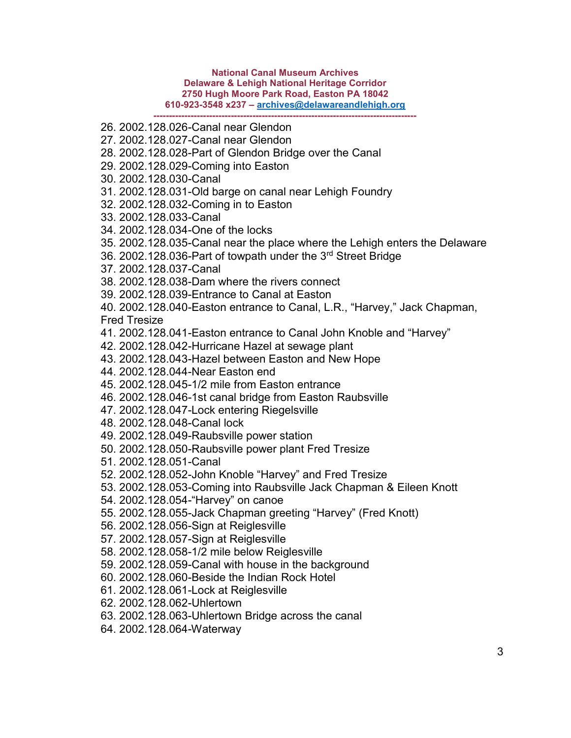**National Canal Museum Archives**
**Delaware & Lehigh National Heritage Corridor**
**2750 Hugh Moore Park Road, Easton PA 18042**
**610-923-3548 x237 – archives@delawareandlehigh.org**

---

26. 2002.128.026-Canal near Glendon
27. 2002.128.027-Canal near Glendon
28. 2002.128.028-Part of Glendon Bridge over the Canal
29. 2002.128.029-Coming into Easton
30. 2002.128.030-Canal
31. 2002.128.031-Old barge on canal near Lehigh Foundry
32. 2002.128.032-Coming in to Easton
33. 2002.128.033-Canal
34. 2002.128.034-One of the locks
35. 2002.128.035-Canal near the place where the Lehigh enters the Delaware
36. 2002.128.036-Part of towpath under the 3rd Street Bridge
37. 2002.128.037-Canal
38. 2002.128.038-Dam where the rivers connect
39. 2002.128.039-Entrance to Canal at Easton
40. 2002.128.040-Easton entrance to Canal, L.R., "Harvey," Jack Chapman, Fred Tresize
41. 2002.128.041-Easton entrance to Canal John Knoble and "Harvey"
42. 2002.128.042-Hurricane Hazel at sewage plant
43. 2002.128.043-Hazel between Easton and New Hope
44. 2002.128.044-Near Easton end
45. 2002.128.045-1/2 mile from Easton entrance
46. 2002.128.046-1st canal bridge from Easton Raubsville
47. 2002.128.047-Lock entering Riegelsville
48. 2002.128.048-Canal lock
49. 2002.128.049-Raubsville power station
50. 2002.128.050-Raubsville power plant Fred Tresize
51. 2002.128.051-Canal
52. 2002.128.052-John Knoble "Harvey" and Fred Tresize
53. 2002.128.053-Coming into Raubsville Jack Chapman & Eileen Knott
54. 2002.128.054-"Harvey" on canoe
55. 2002.128.055-Jack Chapman greeting "Harvey" (Fred Knott)
56. 2002.128.056-Sign at Reiglesville
57. 2002.128.057-Sign at Reiglesville
58. 2002.128.058-1/2 mile below Reiglesville
59. 2002.128.059-Canal with house in the background
60. 2002.128.060-Beside the Indian Rock Hotel
61. 2002.128.061-Lock at Reiglesville
62. 2002.128.062-Uhlertown
63. 2002.128.063-Uhlertown Bridge across the canal
64. 2002.128.064-Waterway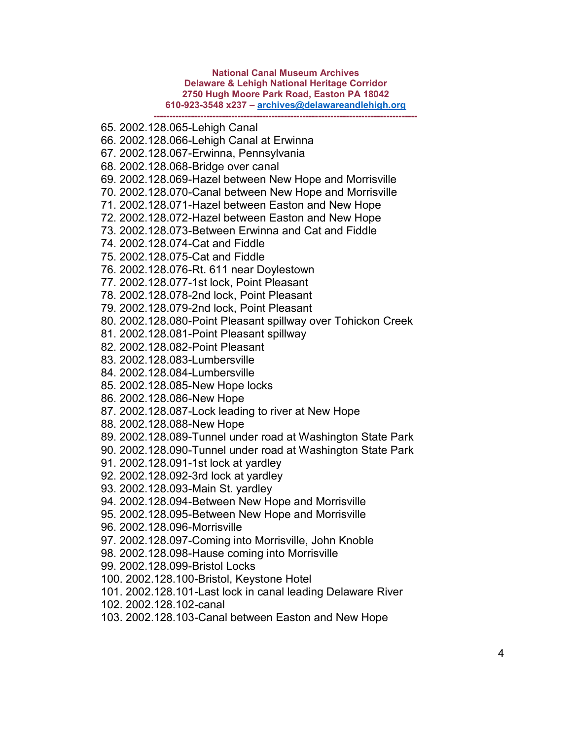65. 2002.128.065-Lehigh Canal
66. 2002.128.066-Lehigh Canal at Erwinna
67. 2002.128.067-Erwinna, Pennsylvania
68. 2002.128.068-Bridge over canal
69. 2002.128.069-Hazel between New Hope and Morrisville
70. 2002.128.070-Canal between New Hope and Morrisville
71. 2002.128.071-Hazel between Easton and New Hope
72. 2002.128.072-Hazel between Easton and New Hope
73. 2002.128.073-Between Erwinna and Cat and Fiddle
74. 2002.128.074-Cat and Fiddle
75. 2002.128.075-Cat and Fiddle
76. 2002.128.076-Rt. 611 near Doylestown
77. 2002.128.077-1st lock, Point Pleasant
78. 2002.128.078-2nd lock, Point Pleasant
79. 2002.128.079-2nd lock, Point Pleasant
80. 2002.128.080-Point Pleasant spillway over Tohickon Creek
81. 2002.128.081-Point Pleasant spillway
82. 2002.128.082-Point Pleasant
83. 2002.128.083-Lumbersville
84. 2002.128.084-Lumbersville
85. 2002.128.085-New Hope locks
86. 2002.128.086-New Hope
87. 2002.128.087-Lock leading to river at New Hope
88. 2002.128.088-New Hope
89. 2002.128.089-Tunnel under road at Washington State Park
90. 2002.128.090-Tunnel under road at Washington State Park
91. 2002.128.091-1st lock at yardley
92. 2002.128.092-3rd lock at yardley
93. 2002.128.093-Main St. yardley
94. 2002.128.094-Between New Hope and Morrisville
95. 2002.128.095-Between New Hope and Morrisville
96. 2002.128.096-Morrisville
97. 2002.128.097-Coming into Morrisville, John Knoble
98. 2002.128.098-Hause coming into Morrisville
99. 2002.128.099-Bristol Locks
100. 2002.128.100-Bristol, Keystone Hotel
101. 2002.128.101-Last lock in canal leading Delaware River
102. 2002.128.102-canal
103. 2002.128.103-Canal between Easton and New Hope